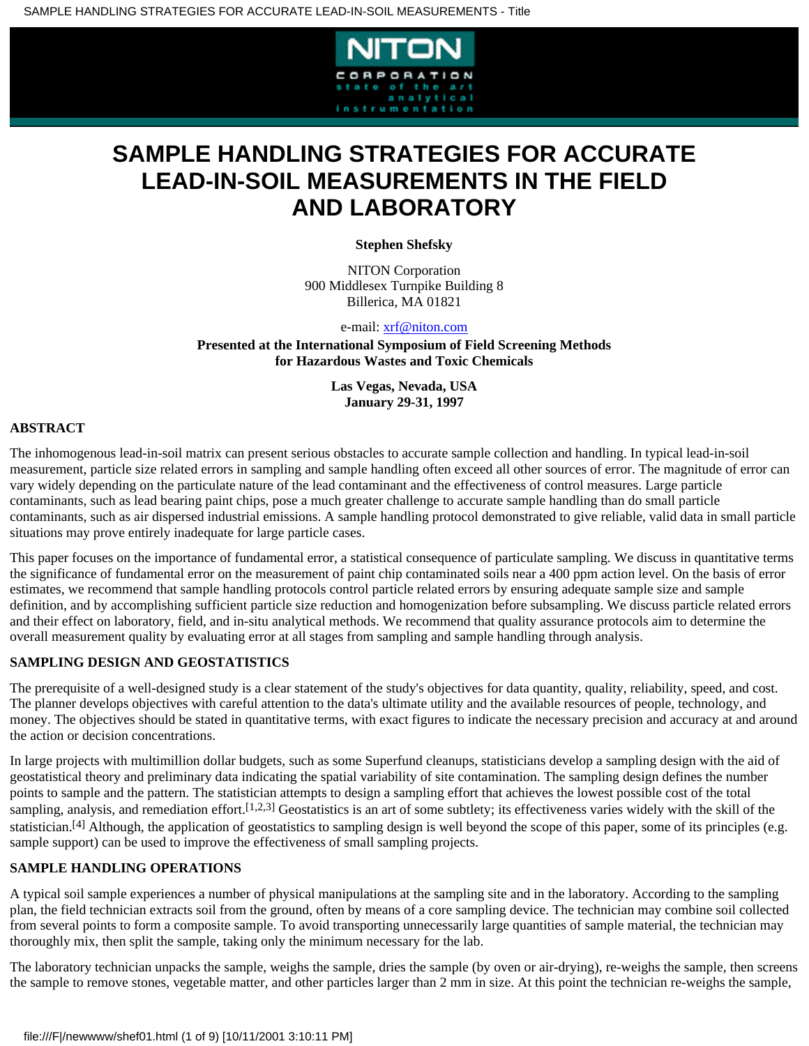# SAMPLE HANDLING STRATEGIES FOR ACCURATE LEAD-IN-SOIL MEASUREMENTS IN THE FIELD AND LABORATORY

**Stephen Shefsky**

NITON Corporation
900 Middlesex Turnpike Building 8
Billerica, MA 01821

e-mail: xrf@niton.com

**Presented at the International Symposium of Field Screening Methods for Hazardous Wastes and Toxic Chemicals**

**Las Vegas, Nevada, USA**
**January 29-31, 1997**

## ABSTRACT

The inhomogenous lead-in-soil matrix can present serious obstacles to accurate sample collection and handling. In typical lead-in-soil measurement, particle size related errors in sampling and sample handling often exceed all other sources of error. The magnitude of error can vary widely depending on the particulate nature of the lead contaminant and the effectiveness of control measures. Large particle contaminants, such as lead bearing paint chips, pose a much greater challenge to accurate sample handling than do small particle contaminants, such as air dispersed industrial emissions. A sample handling protocol demonstrated to give reliable, valid data in small particle situations may prove entirely inadequate for large particle cases.

This paper focuses on the importance of fundamental error, a statistical consequence of particulate sampling. We discuss in quantitative terms the significance of fundamental error on the measurement of paint chip contaminated soils near a 400 ppm action level. On the basis of error estimates, we recommend that sample handling protocols control particle related errors by ensuring adequate sample size and sample definition, and by accomplishing sufficient particle size reduction and homogenization before subsampling. We discuss particle related errors and their effect on laboratory, field, and in-situ analytical methods. We recommend that quality assurance protocols aim to determine the overall measurement quality by evaluating error at all stages from sampling and sample handling through analysis.

## SAMPLING DESIGN AND GEOSTATISTICS

The prerequisite of a well-designed study is a clear statement of the study's objectives for data quantity, quality, reliability, speed, and cost. The planner develops objectives with careful attention to the data's ultimate utility and the available resources of people, technology, and money. The objectives should be stated in quantitative terms, with exact figures to indicate the necessary precision and accuracy at and around the action or decision concentrations.

In large projects with multimillion dollar budgets, such as some Superfund cleanups, statisticians develop a sampling design with the aid of geostatistical theory and preliminary data indicating the spatial variability of site contamination. The sampling design defines the number points to sample and the pattern. The statistician attempts to design a sampling effort that achieves the lowest possible cost of the total sampling, analysis, and remediation effort.[1,2,3] Geostatistics is an art of some subtlety; its effectiveness varies widely with the skill of the statistician.[4] Although, the application of geostatistics to sampling design is well beyond the scope of this paper, some of its principles (e.g. sample support) can be used to improve the effectiveness of small sampling projects.

## SAMPLE HANDLING OPERATIONS

A typical soil sample experiences a number of physical manipulations at the sampling site and in the laboratory. According to the sampling plan, the field technician extracts soil from the ground, often by means of a core sampling device. The technician may combine soil collected from several points to form a composite sample. To avoid transporting unnecessarily large quantities of sample material, the technician may thoroughly mix, then split the sample, taking only the minimum necessary for the lab.

The laboratory technician unpacks the sample, weighs the sample, dries the sample (by oven or air-drying), re-weighs the sample, then screens the sample to remove stones, vegetable matter, and other particles larger than 2 mm in size. At this point the technician re-weighs the sample,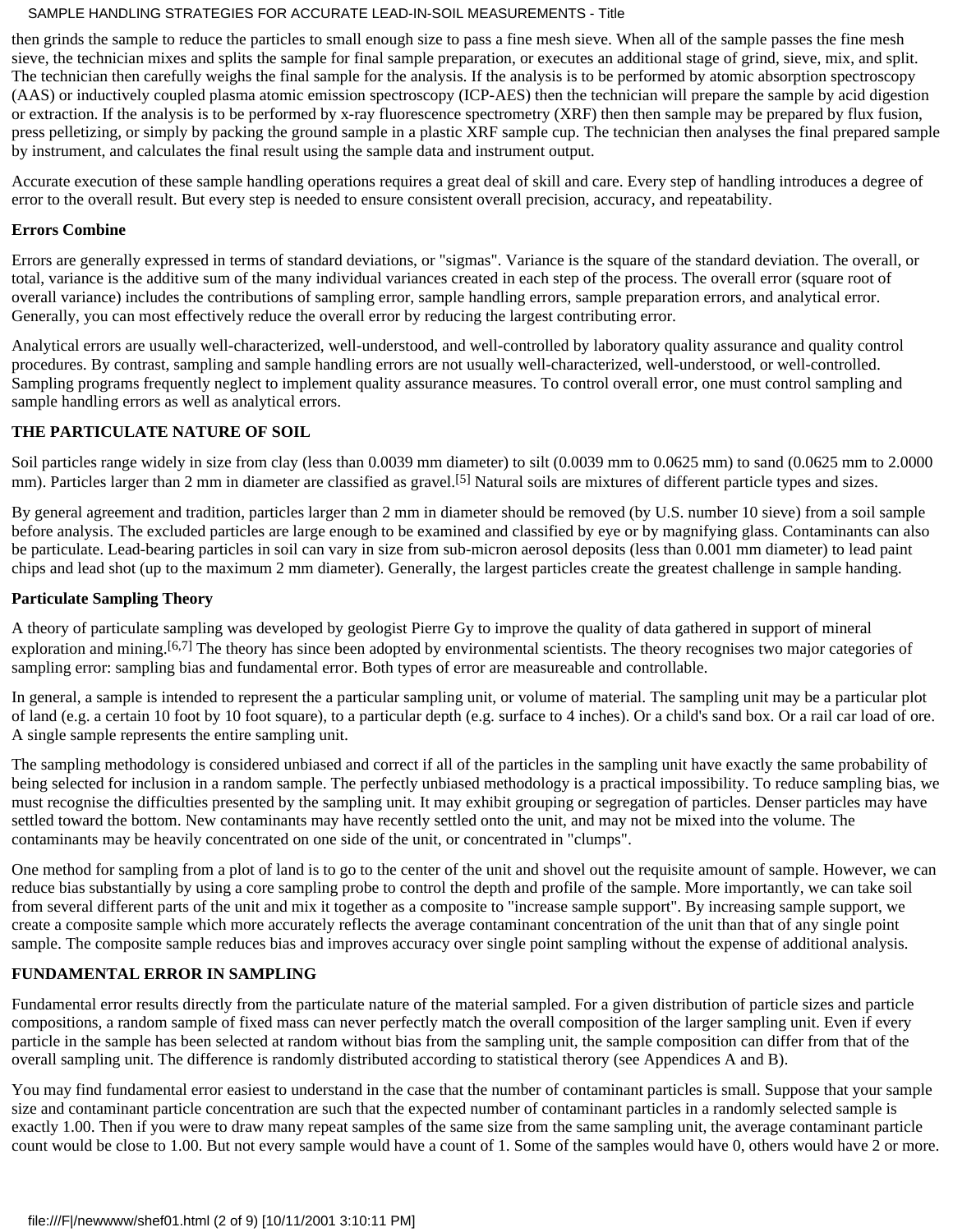then grinds the sample to reduce the particles to small enough size to pass a fine mesh sieve. When all of the sample passes the fine mesh sieve, the technician mixes and splits the sample for final sample preparation, or executes an additional stage of grind, sieve, mix, and split. The technician then carefully weighs the final sample for the analysis. If the analysis is to be performed by atomic absorption spectroscopy (AAS) or inductively coupled plasma atomic emission spectroscopy (ICP-AES) then the technician will prepare the sample by acid digestion or extraction. If the analysis is to be performed by x-ray fluorescence spectrometry (XRF) then then sample may be prepared by flux fusion, press pelletizing, or simply by packing the ground sample in a plastic XRF sample cup. The technician then analyses the final prepared sample by instrument, and calculates the final result using the sample data and instrument output.

Accurate execution of these sample handling operations requires a great deal of skill and care. Every step of handling introduces a degree of error to the overall result. But every step is needed to ensure consistent overall precision, accuracy, and repeatability.

**Errors Combine**

Errors are generally expressed in terms of standard deviations, or "sigmas". Variance is the square of the standard deviation. The overall, or total, variance is the additive sum of the many individual variances created in each step of the process. The overall error (square root of overall variance) includes the contributions of sampling error, sample handling errors, sample preparation errors, and analytical error. Generally, you can most effectively reduce the overall error by reducing the largest contributing error.

Analytical errors are usually well-characterized, well-understood, and well-controlled by laboratory quality assurance and quality control procedures. By contrast, sampling and sample handling errors are not usually well-characterized, well-understood, or well-controlled. Sampling programs frequently neglect to implement quality assurance measures. To control overall error, one must control sampling and sample handling errors as well as analytical errors.

## THE PARTICULATE NATURE OF SOIL

Soil particles range widely in size from clay (less than 0.0039 mm diameter) to silt (0.0039 mm to 0.0625 mm) to sand (0.0625 mm to 2.0000 mm). Particles larger than 2 mm in diameter are classified as gravel.[5] Natural soils are mixtures of different particle types and sizes.

By general agreement and tradition, particles larger than 2 mm in diameter should be removed (by U.S. number 10 sieve) from a soil sample before analysis. The excluded particles are large enough to be examined and classified by eye or by magnifying glass. Contaminants can also be particulate. Lead-bearing particles in soil can vary in size from sub-micron aerosol deposits (less than 0.001 mm diameter) to lead paint chips and lead shot (up to the maximum 2 mm diameter). Generally, the largest particles create the greatest challenge in sample handing.

**Particulate Sampling Theory**

A theory of particulate sampling was developed by geologist Pierre Gy to improve the quality of data gathered in support of mineral exploration and mining.[6,7] The theory has since been adopted by environmental scientists. The theory recognises two major categories of sampling error: sampling bias and fundamental error. Both types of error are measureable and controllable.

In general, a sample is intended to represent the a particular sampling unit, or volume of material. The sampling unit may be a particular plot of land (e.g. a certain 10 foot by 10 foot square), to a particular depth (e.g. surface to 4 inches). Or a child's sand box. Or a rail car load of ore. A single sample represents the entire sampling unit.

The sampling methodology is considered unbiased and correct if all of the particles in the sampling unit have exactly the same probability of being selected for inclusion in a random sample. The perfectly unbiased methodology is a practical impossibility. To reduce sampling bias, we must recognise the difficulties presented by the sampling unit. It may exhibit grouping or segregation of particles. Denser particles may have settled toward the bottom. New contaminants may have recently settled onto the unit, and may not be mixed into the volume. The contaminants may be heavily concentrated on one side of the unit, or concentrated in "clumps".

One method for sampling from a plot of land is to go to the center of the unit and shovel out the requisite amount of sample. However, we can reduce bias substantially by using a core sampling probe to control the depth and profile of the sample. More importantly, we can take soil from several different parts of the unit and mix it together as a composite to "increase sample support". By increasing sample support, we create a composite sample which more accurately reflects the average contaminant concentration of the unit than that of any single point sample. The composite sample reduces bias and improves accuracy over single point sampling without the expense of additional analysis.

## FUNDAMENTAL ERROR IN SAMPLING

Fundamental error results directly from the particulate nature of the material sampled. For a given distribution of particle sizes and particle compositions, a random sample of fixed mass can never perfectly match the overall composition of the larger sampling unit. Even if every particle in the sample has been selected at random without bias from the sampling unit, the sample composition can differ from that of the overall sampling unit. The difference is randomly distributed according to statistical therory (see Appendices A and B).

You may find fundamental error easiest to understand in the case that the number of contaminant particles is small. Suppose that your sample size and contaminant particle concentration are such that the expected number of contaminant particles in a randomly selected sample is exactly 1.00. Then if you were to draw many repeat samples of the same size from the same sampling unit, the average contaminant particle count would be close to 1.00. But not every sample would have a count of 1. Some of the samples would have 0, others would have 2 or more.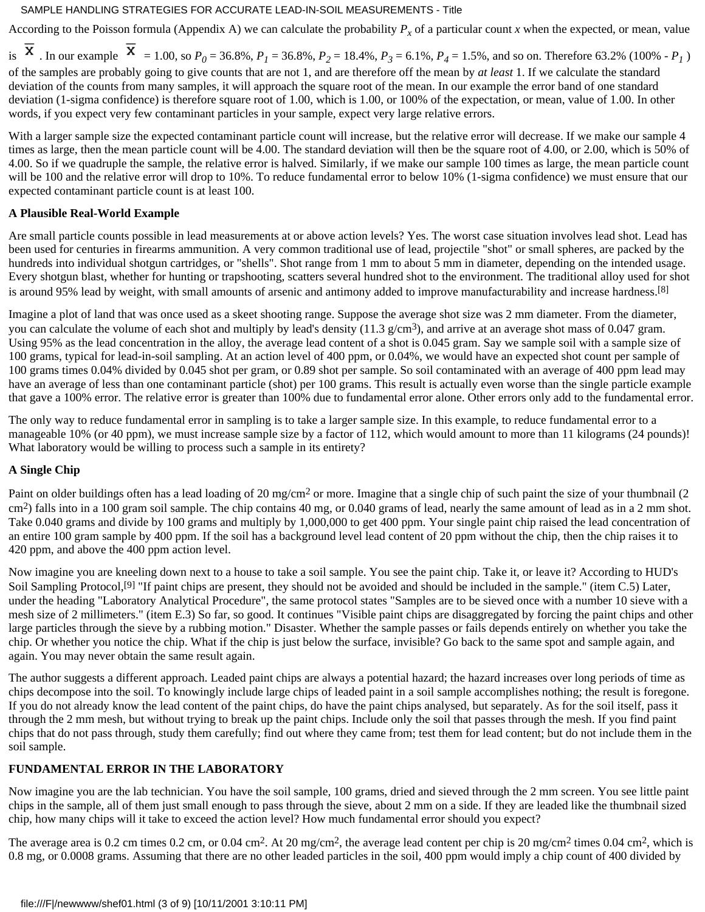According to the Poisson formula (Appendix A) we can calculate the probability $P_x$ of a particular count $x$ when the expected, or mean, value is $\overline{x}$. In our example $\overline{x}$ = 1.00, so $P_0$ = 36.8%, $P_1$ = 36.8%, $P_2$ = 18.4%, $P_3$ = 6.1%, $P_4$ = 1.5%, and so on. Therefore 63.2% (100% - $P_1$ ) of the samples are probably going to give counts that are not 1, and are therefore off the mean by *at least* 1. If we calculate the standard deviation of the counts from many samples, it will approach the square root of the mean. In our example the error band of one standard deviation (1-sigma confidence) is therefore square root of 1.00, which is 1.00, or 100% of the expectation, or mean, value of 1.00. In other words, if you expect very few contaminant particles in your sample, expect very large relative errors.

With a larger sample size the expected contaminant particle count will increase, but the relative error will decrease. If we make our sample 4 times as large, then the mean particle count will be 4.00. The standard deviation will then be the square root of 4.00, or 2.00, which is 50% of 4.00. So if we quadruple the sample, the relative error is halved. Similarly, if we make our sample 100 times as large, the mean particle count will be 100 and the relative error will drop to 10%. To reduce fundamental error to below 10% (1-sigma confidence) we must ensure that our expected contaminant particle count is at least 100.

**A Plausible Real-World Example**

Are small particle counts possible in lead measurements at or above action levels? Yes. The worst case situation involves lead shot. Lead has been used for centuries in firearms ammunition. A very common traditional use of lead, projectile "shot" or small spheres, are packed by the hundreds into individual shotgun cartridges, or "shells". Shot range from 1 mm to about 5 mm in diameter, depending on the intended usage. Every shotgun blast, whether for hunting or trapshooting, scatters several hundred shot to the environment. The traditional alloy used for shot is around 95% lead by weight, with small amounts of arsenic and antimony added to improve manufacturability and increase hardness.[8]

Imagine a plot of land that was once used as a skeet shooting range. Suppose the average shot size was 2 mm diameter. From the diameter, you can calculate the volume of each shot and multiply by lead's density (11.3 g/cm$^3$), and arrive at an average shot mass of 0.047 gram. Using 95% as the lead concentration in the alloy, the average lead content of a shot is 0.045 gram. Say we sample soil with a sample size of 100 grams, typical for lead-in-soil sampling. At an action level of 400 ppm, or 0.04%, we would have an expected shot count per sample of 100 grams times 0.04% divided by 0.045 shot per gram, or 0.89 shot per sample. So soil contaminated with an average of 400 ppm lead may have an average of less than one contaminant particle (shot) per 100 grams. This result is actually even worse than the single particle example that gave a 100% error. The relative error is greater than 100% due to fundamental error alone. Other errors only add to the fundamental error.

The only way to reduce fundamental error in sampling is to take a larger sample size. In this example, to reduce fundamental error to a manageable 10% (or 40 ppm), we must increase sample size by a factor of 112, which would amount to more than 11 kilograms (24 pounds)! What laboratory would be willing to process such a sample in its entirety?

**A Single Chip**

Paint on older buildings often has a lead loading of 20 mg/cm$^2$ or more. Imagine that a single chip of such paint the size of your thumbnail (2 cm$^2$) falls into in a 100 gram soil sample. The chip contains 40 mg, or 0.040 grams of lead, nearly the same amount of lead as in a 2 mm shot. Take 0.040 grams and divide by 100 grams and multiply by 1,000,000 to get 400 ppm. Your single paint chip raised the lead concentration of an entire 100 gram sample by 400 ppm. If the soil has a background level lead content of 20 ppm without the chip, then the chip raises it to 420 ppm, and above the 400 ppm action level.

Now imagine you are kneeling down next to a house to take a soil sample. You see the paint chip. Take it, or leave it? According to HUD's Soil Sampling Protocol,[9] "If paint chips are present, they should not be avoided and should be included in the sample." (item C.5) Later, under the heading "Laboratory Analytical Procedure", the same protocol states "Samples are to be sieved once with a number 10 sieve with a mesh size of 2 millimeters." (item E.3) So far, so good. It continues "Visible paint chips are disaggregated by forcing the paint chips and other large particles through the sieve by a rubbing motion." Disaster. Whether the sample passes or fails depends entirely on whether you take the chip. Or whether you notice the chip. What if the chip is just below the surface, invisible? Go back to the same spot and sample again, and again. You may never obtain the same result again.

The author suggests a different approach. Leaded paint chips are always a potential hazard; the hazard increases over long periods of time as chips decompose into the soil. To knowingly include large chips of leaded paint in a soil sample accomplishes nothing; the result is foregone. If you do not already know the lead content of the paint chips, do have the paint chips analysed, but separately. As for the soil itself, pass it through the 2 mm mesh, but without trying to break up the paint chips. Include only the soil that passes through the mesh. If you find paint chips that do not pass through, study them carefully; find out where they came from; test them for lead content; but do not include them in the soil sample.

**FUNDAMENTAL ERROR IN THE LABORATORY**

Now imagine you are the lab technician. You have the soil sample, 100 grams, dried and sieved through the 2 mm screen. You see little paint chips in the sample, all of them just small enough to pass through the sieve, about 2 mm on a side. If they are leaded like the thumbnail sized chip, how many chips will it take to exceed the action level? How much fundamental error should you expect?

The average area is 0.2 cm times 0.2 cm, or 0.04 cm$^2$. At 20 mg/cm$^2$, the average lead content per chip is 20 mg/cm$^2$ times 0.04 cm$^2$, which is 0.8 mg, or 0.0008 grams. Assuming that there are no other leaded particles in the soil, 400 ppm would imply a chip count of 400 divided by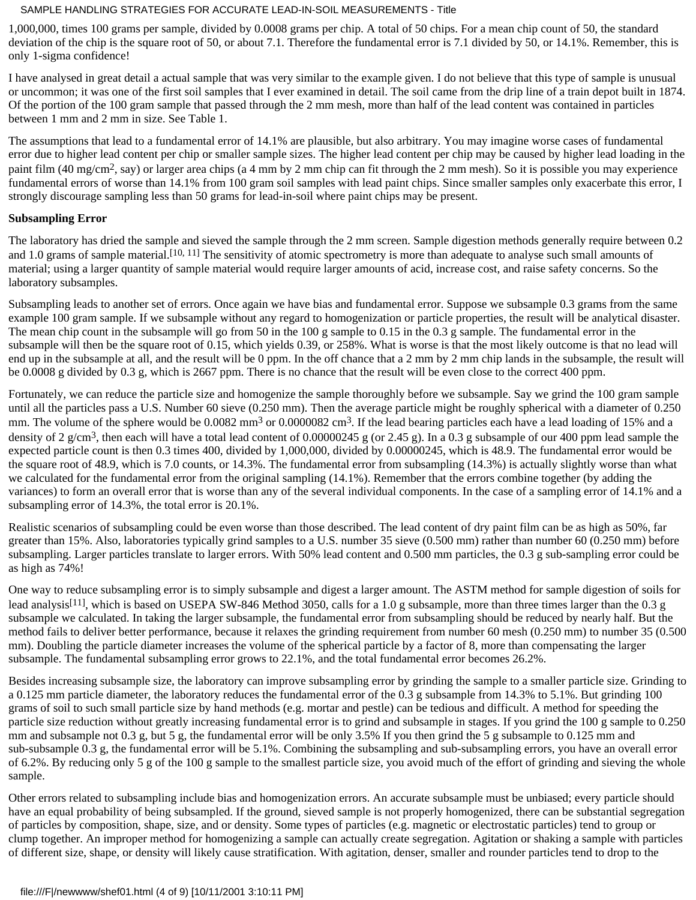1,000,000, times 100 grams per sample, divided by 0.0008 grams per chip. A total of 50 chips. For a mean chip count of 50, the standard deviation of the chip is the square root of 50, or about 7.1. Therefore the fundamental error is 7.1 divided by 50, or 14.1%. Remember, this is only 1-sigma confidence!

I have analysed in great detail a actual sample that was very similar to the example given. I do not believe that this type of sample is unusual or uncommon; it was one of the first soil samples that I ever examined in detail. The soil came from the drip line of a train depot built in 1874. Of the portion of the 100 gram sample that passed through the 2 mm mesh, more than half of the lead content was contained in particles between 1 mm and 2 mm in size. See Table 1.

The assumptions that lead to a fundamental error of 14.1% are plausible, but also arbitrary. You may imagine worse cases of fundamental error due to higher lead content per chip or smaller sample sizes. The higher lead content per chip may be caused by higher lead loading in the paint film (40 $mg/cm^2$, say) or larger area chips (a 4 mm by 2 mm chip can fit through the 2 mm mesh). So it is possible you may experience fundamental errors of worse than 14.1% from 100 gram soil samples with lead paint chips. Since smaller samples only exacerbate this error, I strongly discourage sampling less than 50 grams for lead-in-soil where paint chips may be present.

**Subsampling Error**

The laboratory has dried the sample and sieved the sample through the 2 mm screen. Sample digestion methods generally require between 0.2 and 1.0 grams of sample material.[10, 11] The sensitivity of atomic spectrometry is more than adequate to analyse such small amounts of material; using a larger quantity of sample material would require larger amounts of acid, increase cost, and raise safety concerns. So the laboratory subsamples.

Subsampling leads to another set of errors. Once again we have bias and fundamental error. Suppose we subsample 0.3 grams from the same example 100 gram sample. If we subsample without any regard to homogenization or particle properties, the result will be analytical disaster. The mean chip count in the subsample will go from 50 in the 100 g sample to 0.15 in the 0.3 g sample. The fundamental error in the subsample will then be the square root of 0.15, which yields 0.39, or 258%. What is worse is that the most likely outcome is that no lead will end up in the subsample at all, and the result will be 0 ppm. In the off chance that a 2 mm by 2 mm chip lands in the subsample, the result will be 0.0008 g divided by 0.3 g, which is 2667 ppm. There is no chance that the result will be even close to the correct 400 ppm.

Fortunately, we can reduce the particle size and homogenize the sample thoroughly before we subsample. Say we grind the 100 gram sample until all the particles pass a U.S. Number 60 sieve (0.250 mm). Then the average particle might be roughly spherical with a diameter of 0.250 mm. The volume of the sphere would be 0.0082 $mm^3$ or 0.0000082 $cm^3$. If the lead bearing particles each have a lead loading of 15% and a density of 2 $g/cm^3$, then each will have a total lead content of 0.00000245 g (or 2.45 g). In a 0.3 g subsample of our 400 ppm lead sample the expected particle count is then 0.3 times 400, divided by 1,000,000, divided by 0.00000245, which is 48.9. The fundamental error would be the square root of 48.9, which is 7.0 counts, or 14.3%. The fundamental error from subsampling (14.3%) is actually slightly worse than what we calculated for the fundamental error from the original sampling (14.1%). Remember that the errors combine together (by adding the variances) to form an overall error that is worse than any of the several individual components. In the case of a sampling error of 14.1% and a subsampling error of 14.3%, the total error is 20.1%.

Realistic scenarios of subsampling could be even worse than those described. The lead content of dry paint film can be as high as 50%, far greater than 15%. Also, laboratories typically grind samples to a U.S. number 35 sieve (0.500 mm) rather than number 60 (0.250 mm) before subsampling. Larger particles translate to larger errors. With 50% lead content and 0.500 mm particles, the 0.3 g sub-sampling error could be as high as 74%!

One way to reduce subsampling error is to simply subsample and digest a larger amount. The ASTM method for sample digestion of soils for lead analysis[11], which is based on USEPA SW-846 Method 3050, calls for a 1.0 g subsample, more than three times larger than the 0.3 g subsample we calculated. In taking the larger subsample, the fundamental error from subsampling should be reduced by nearly half. But the method fails to deliver better performance, because it relaxes the grinding requirement from number 60 mesh (0.250 mm) to number 35 (0.500 mm). Doubling the particle diameter increases the volume of the spherical particle by a factor of 8, more than compensating the larger subsample. The fundamental subsampling error grows to 22.1%, and the total fundamental error becomes 26.2%.

Besides increasing subsample size, the laboratory can improve subsampling error by grinding the sample to a smaller particle size. Grinding to a 0.125 mm particle diameter, the laboratory reduces the fundamental error of the 0.3 g subsample from 14.3% to 5.1%. But grinding 100 grams of soil to such small particle size by hand methods (e.g. mortar and pestle) can be tedious and difficult. A method for speeding the particle size reduction without greatly increasing fundamental error is to grind and subsample in stages. If you grind the 100 g sample to 0.250 mm and subsample not 0.3 g, but 5 g, the fundamental error will be only 3.5% If you then grind the 5 g subsample to 0.125 mm and sub-subsample 0.3 g, the fundamental error will be 5.1%. Combining the subsampling and sub-subsampling errors, you have an overall error of 6.2%. By reducing only 5 g of the 100 g sample to the smallest particle size, you avoid much of the effort of grinding and sieving the whole sample.

Other errors related to subsampling include bias and homogenization errors. An accurate subsample must be unbiased; every particle should have an equal probability of being subsampled. If the ground, sieved sample is not properly homogenized, there can be substantial segregation of particles by composition, shape, size, and or density. Some types of particles (e.g. magnetic or electrostatic particles) tend to group or clump together. An improper method for homogenizing a sample can actually create segregation. Agitation or shaking a sample with particles of different size, shape, or density will likely cause stratification. With agitation, denser, smaller and rounder particles tend to drop to the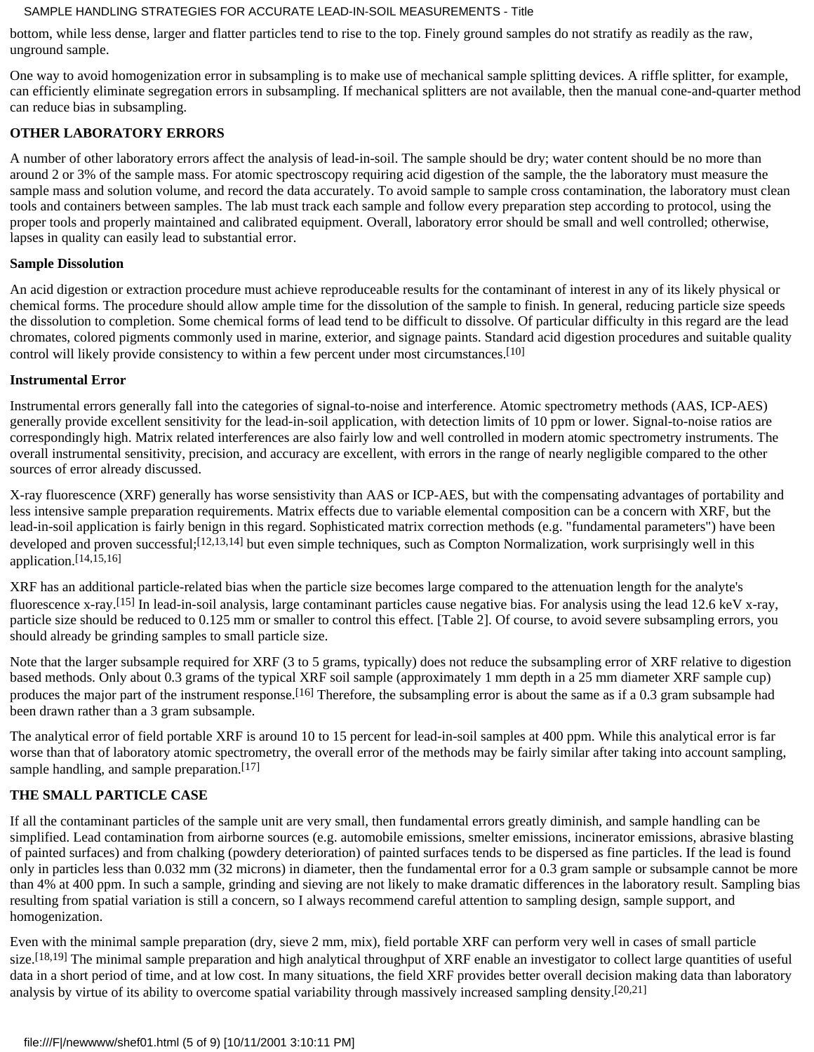bottom, while less dense, larger and flatter particles tend to rise to the top. Finely ground samples do not stratify as readily as the raw, unground sample.

One way to avoid homogenization error in subsampling is to make use of mechanical sample splitting devices. A riffle splitter, for example, can efficiently eliminate segregation errors in subsampling. If mechanical splitters are not available, then the manual cone-and-quarter method can reduce bias in subsampling.

**OTHER LABORATORY ERRORS**

A number of other laboratory errors affect the analysis of lead-in-soil. The sample should be dry; water content should be no more than around 2 or 3% of the sample mass. For atomic spectroscopy requiring acid digestion of the sample, the the laboratory must measure the sample mass and solution volume, and record the data accurately. To avoid sample to sample cross contamination, the laboratory must clean tools and containers between samples. The lab must track each sample and follow every preparation step according to protocol, using the proper tools and properly maintained and calibrated equipment. Overall, laboratory error should be small and well controlled; otherwise, lapses in quality can easily lead to substantial error.

**Sample Dissolution**

An acid digestion or extraction procedure must achieve reproduceable results for the contaminant of interest in any of its likely physical or chemical forms. The procedure should allow ample time for the dissolution of the sample to finish. In general, reducing particle size speeds the dissolution to completion. Some chemical forms of lead tend to be difficult to dissolve. Of particular difficulty in this regard are the lead chromates, colored pigments commonly used in marine, exterior, and signage paints. Standard acid digestion procedures and suitable quality control will likely provide consistency to within a few percent under most circumstances.[10]

**Instrumental Error**

Instrumental errors generally fall into the categories of signal-to-noise and interference. Atomic spectrometry methods (AAS, ICP-AES) generally provide excellent sensitivity for the lead-in-soil application, with detection limits of 10 ppm or lower. Signal-to-noise ratios are correspondingly high. Matrix related interferences are also fairly low and well controlled in modern atomic spectrometry instruments. The overall instrumental sensitivity, precision, and accuracy are excellent, with errors in the range of nearly negligible compared to the other sources of error already discussed.

X-ray fluorescence (XRF) generally has worse sensistivity than AAS or ICP-AES, but with the compensating advantages of portability and less intensive sample preparation requirements. Matrix effects due to variable elemental composition can be a concern with XRF, but the lead-in-soil application is fairly benign in this regard. Sophisticated matrix correction methods (e.g. "fundamental parameters") have been developed and proven successful;[12,13,14] but even simple techniques, such as Compton Normalization, work surprisingly well in this application.[14,15,16]

XRF has an additional particle-related bias when the particle size becomes large compared to the attenuation length for the analyte's fluorescence x-ray.[15] In lead-in-soil analysis, large contaminant particles cause negative bias. For analysis using the lead 12.6 keV x-ray, particle size should be reduced to 0.125 mm or smaller to control this effect. [Table 2]. Of course, to avoid severe subsampling errors, you should already be grinding samples to small particle size.

Note that the larger subsample required for XRF (3 to 5 grams, typically) does not reduce the subsampling error of XRF relative to digestion based methods. Only about 0.3 grams of the typical XRF soil sample (approximately 1 mm depth in a 25 mm diameter XRF sample cup) produces the major part of the instrument response.[16] Therefore, the subsampling error is about the same as if a 0.3 gram subsample had been drawn rather than a 3 gram subsample.

The analytical error of field portable XRF is around 10 to 15 percent for lead-in-soil samples at 400 ppm. While this analytical error is far worse than that of laboratory atomic spectrometry, the overall error of the methods may be fairly similar after taking into account sampling, sample handling, and sample preparation.[17]

**THE SMALL PARTICLE CASE**

If all the contaminant particles of the sample unit are very small, then fundamental errors greatly diminish, and sample handling can be simplified. Lead contamination from airborne sources (e.g. automobile emissions, smelter emissions, incinerator emissions, abrasive blasting of painted surfaces) and from chalking (powdery deterioration) of painted surfaces tends to be dispersed as fine particles. If the lead is found only in particles less than 0.032 mm (32 microns) in diameter, then the fundamental error for a 0.3 gram sample or subsample cannot be more than 4% at 400 ppm. In such a sample, grinding and sieving are not likely to make dramatic differences in the laboratory result. Sampling bias resulting from spatial variation is still a concern, so I always recommend careful attention to sampling design, sample support, and homogenization.

Even with the minimal sample preparation (dry, sieve 2 mm, mix), field portable XRF can perform very well in cases of small particle size.[18,19] The minimal sample preparation and high analytical throughput of XRF enable an investigator to collect large quantities of useful data in a short period of time, and at low cost. In many situations, the field XRF provides better overall decision making data than laboratory analysis by virtue of its ability to overcome spatial variability through massively increased sampling density.[20,21]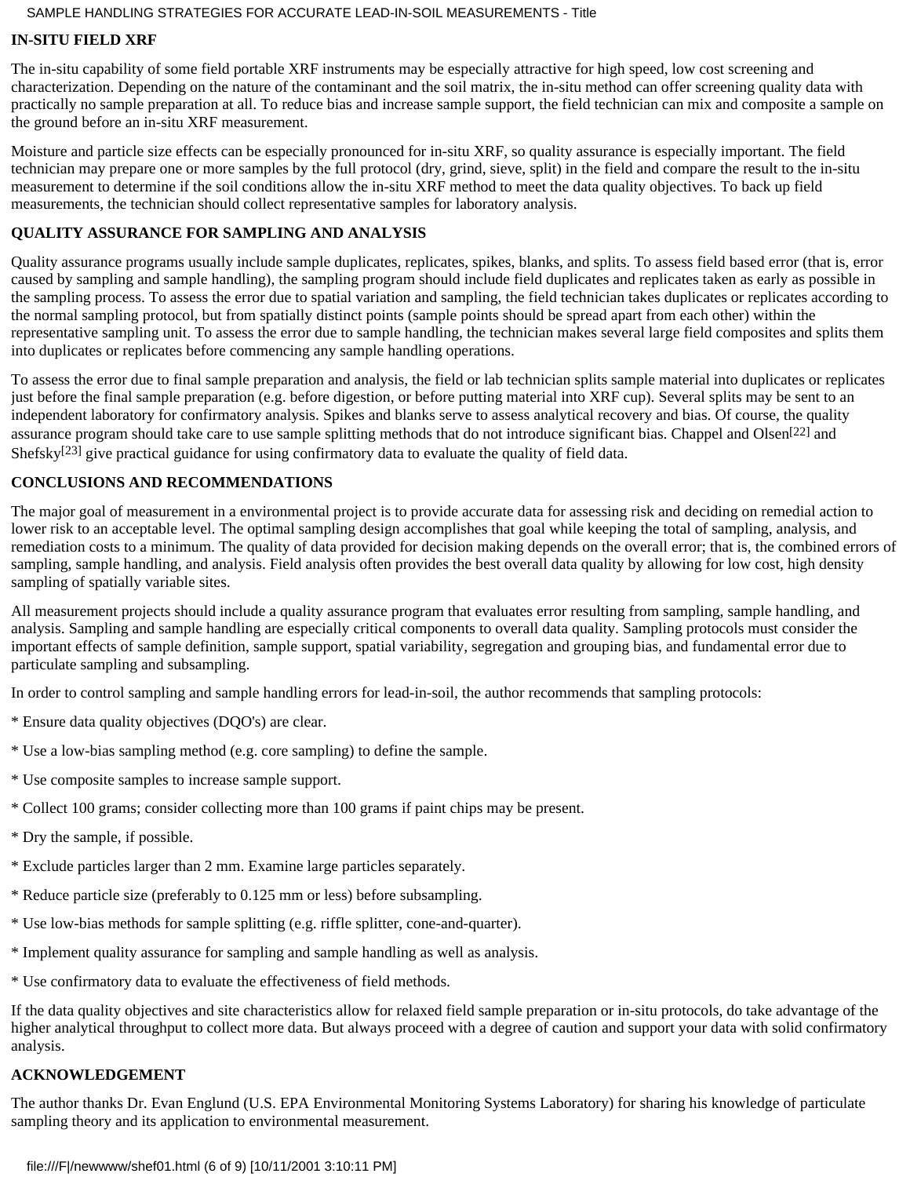## IN-SITU FIELD XRF

The in-situ capability of some field portable XRF instruments may be especially attractive for high speed, low cost screening and characterization. Depending on the nature of the contaminant and the soil matrix, the in-situ method can offer screening quality data with practically no sample preparation at all. To reduce bias and increase sample support, the field technician can mix and composite a sample on the ground before an in-situ XRF measurement.

Moisture and particle size effects can be especially pronounced for in-situ XRF, so quality assurance is especially important. The field technician may prepare one or more samples by the full protocol (dry, grind, sieve, split) in the field and compare the result to the in-situ measurement to determine if the soil conditions allow the in-situ XRF method to meet the data quality objectives. To back up field measurements, the technician should collect representative samples for laboratory analysis.

## QUALITY ASSURANCE FOR SAMPLING AND ANALYSIS

Quality assurance programs usually include sample duplicates, replicates, spikes, blanks, and splits. To assess field based error (that is, error caused by sampling and sample handling), the sampling program should include field duplicates and replicates taken as early as possible in the sampling process. To assess the error due to spatial variation and sampling, the field technician takes duplicates or replicates according to the normal sampling protocol, but from spatially distinct points (sample points should be spread apart from each other) within the representative sampling unit. To assess the error due to sample handling, the technician makes several large field composites and splits them into duplicates or replicates before commencing any sample handling operations.

To assess the error due to final sample preparation and analysis, the field or lab technician splits sample material into duplicates or replicates just before the final sample preparation (e.g. before digestion, or before putting material into XRF cup). Several splits may be sent to an independent laboratory for confirmatory analysis. Spikes and blanks serve to assess analytical recovery and bias. Of course, the quality assurance program should take care to use sample splitting methods that do not introduce significant bias. Chappel and Olsen[22] and Shefsky[23] give practical guidance for using confirmatory data to evaluate the quality of field data.

## CONCLUSIONS AND RECOMMENDATIONS

The major goal of measurement in a environmental project is to provide accurate data for assessing risk and deciding on remedial action to lower risk to an acceptable level. The optimal sampling design accomplishes that goal while keeping the total of sampling, analysis, and remediation costs to a minimum. The quality of data provided for decision making depends on the overall error; that is, the combined errors of sampling, sample handling, and analysis. Field analysis often provides the best overall data quality by allowing for low cost, high density sampling of spatially variable sites.

All measurement projects should include a quality assurance program that evaluates error resulting from sampling, sample handling, and analysis. Sampling and sample handling are especially critical components to overall data quality. Sampling protocols must consider the important effects of sample definition, sample support, spatial variability, segregation and grouping bias, and fundamental error due to particulate sampling and subsampling.

In order to control sampling and sample handling errors for lead-in-soil, the author recommends that sampling protocols:

* Ensure data quality objectives (DQO's) are clear.
* Use a low-bias sampling method (e.g. core sampling) to define the sample.
* Use composite samples to increase sample support.
* Collect 100 grams; consider collecting more than 100 grams if paint chips may be present.
* Dry the sample, if possible.
* Exclude particles larger than 2 mm. Examine large particles separately.
* Reduce particle size (preferably to 0.125 mm or less) before subsampling.
* Use low-bias methods for sample splitting (e.g. riffle splitter, cone-and-quarter).
* Implement quality assurance for sampling and sample handling as well as analysis.
* Use confirmatory data to evaluate the effectiveness of field methods.

If the data quality objectives and site characteristics allow for relaxed field sample preparation or in-situ protocols, do take advantage of the higher analytical throughput to collect more data. But always proceed with a degree of caution and support your data with solid confirmatory analysis.

## ACKNOWLEDGEMENT

The author thanks Dr. Evan Englund (U.S. EPA Environmental Monitoring Systems Laboratory) for sharing his knowledge of particulate sampling theory and its application to environmental measurement.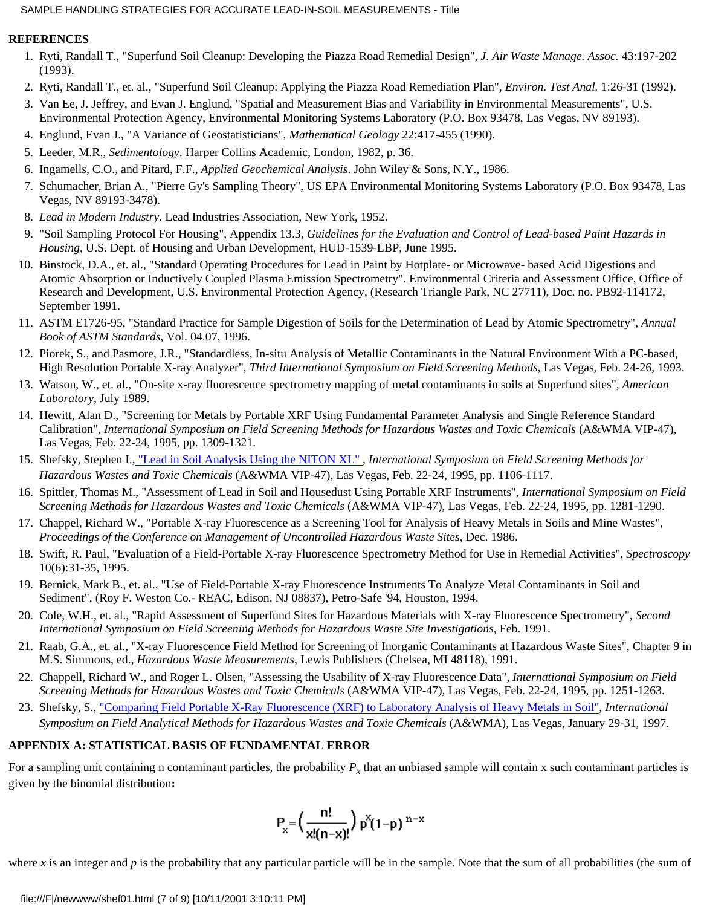## REFERENCES

1. Ryti, Randall T., "Superfund Soil Cleanup: Developing the Piazza Road Remedial Design", *J. Air Waste Manage. Assoc.* 43:197-202 (1993).
2. Ryti, Randall T., et. al., "Superfund Soil Cleanup: Applying the Piazza Road Remediation Plan", *Environ. Test Anal.* 1:26-31 (1992).
3. Van Ee, J. Jeffrey, and Evan J. Englund, "Spatial and Measurement Bias and Variability in Environmental Measurements", U.S. Environmental Protection Agency, Environmental Monitoring Systems Laboratory (P.O. Box 93478, Las Vegas, NV 89193).
4. Englund, Evan J., "A Variance of Geostatisticians", *Mathematical Geology* 22:417-455 (1990).
5. Leeder, M.R., *Sedimentology*. Harper Collins Academic, London, 1982, p. 36.
6. Ingamells, C.O., and Pitard, F.F., *Applied Geochemical Analysis*. John Wiley & Sons, N.Y., 1986.
7. Schumacher, Brian A., "Pierre Gy's Sampling Theory", US EPA Environmental Monitoring Systems Laboratory (P.O. Box 93478, Las Vegas, NV 89193-3478).
8. *Lead in Modern Industry*. Lead Industries Association, New York, 1952.
9. "Soil Sampling Protocol For Housing", Appendix 13.3, *Guidelines for the Evaluation and Control of Lead-based Paint Hazards in Housing*, U.S. Dept. of Housing and Urban Development, HUD-1539-LBP, June 1995.
10. Binstock, D.A., et. al., "Standard Operating Procedures for Lead in Paint by Hotplate- or Microwave- based Acid Digestions and Atomic Absorption or Inductively Coupled Plasma Emission Spectrometry". Environmental Criteria and Assessment Office, Office of Research and Development, U.S. Environmental Protection Agency, (Research Triangle Park, NC 27711), Doc. no. PB92-114172, September 1991.
11. ASTM E1726-95, "Standard Practice for Sample Digestion of Soils for the Determination of Lead by Atomic Spectrometry", *Annual Book of ASTM Standards*, Vol. 04.07, 1996.
12. Piorek, S., and Pasmore, J.R., "Standardless, In-situ Analysis of Metallic Contaminants in the Natural Environment With a PC-based, High Resolution Portable X-ray Analyzer", *Third International Symposium on Field Screening Methods*, Las Vegas, Feb. 24-26, 1993.
13. Watson, W., et. al., "On-site x-ray fluorescence spectrometry mapping of metal contaminants in soils at Superfund sites", *American Laboratory*, July 1989.
14. Hewitt, Alan D., "Screening for Metals by Portable XRF Using Fundamental Parameter Analysis and Single Reference Standard Calibration", *International Symposium on Field Screening Methods for Hazardous Wastes and Toxic Chemicals* (A&WMA VIP-47), Las Vegas, Feb. 22-24, 1995, pp. 1309-1321.
15. Shefsky, Stephen I., "Lead in Soil Analysis Using the NITON XL", *International Symposium on Field Screening Methods for Hazardous Wastes and Toxic Chemicals* (A&WMA VIP-47), Las Vegas, Feb. 22-24, 1995, pp. 1106-1117.
16. Spittler, Thomas M., "Assessment of Lead in Soil and Housedust Using Portable XRF Instruments", *International Symposium on Field Screening Methods for Hazardous Wastes and Toxic Chemicals* (A&WMA VIP-47), Las Vegas, Feb. 22-24, 1995, pp. 1281-1290.
17. Chappel, Richard W., "Portable X-ray Fluorescence as a Screening Tool for Analysis of Heavy Metals in Soils and Mine Wastes", *Proceedings of the Conference on Management of Uncontrolled Hazardous Waste Sites*, Dec. 1986.
18. Swift, R. Paul, "Evaluation of a Field-Portable X-ray Fluorescence Spectrometry Method for Use in Remedial Activities", *Spectroscopy* 10(6):31-35, 1995.
19. Bernick, Mark B., et. al., "Use of Field-Portable X-ray Fluorescence Instruments To Analyze Metal Contaminants in Soil and Sediment", (Roy F. Weston Co.- REAC, Edison, NJ 08837), Petro-Safe '94, Houston, 1994.
20. Cole, W.H., et. al., "Rapid Assessment of Superfund Sites for Hazardous Materials with X-ray Fluorescence Spectrometry", *Second International Symposium on Field Screening Methods for Hazardous Waste Site Investigations*, Feb. 1991.
21. Raab, G.A., et. al., "X-ray Fluorescence Field Method for Screening of Inorganic Contaminants at Hazardous Waste Sites", Chapter 9 in M.S. Simmons, ed., *Hazardous Waste Measurements*, Lewis Publishers (Chelsea, MI 48118), 1991.
22. Chappell, Richard W., and Roger L. Olsen, "Assessing the Usability of X-ray Fluorescence Data", *International Symposium on Field Screening Methods for Hazardous Wastes and Toxic Chemicals* (A&WMA VIP-47), Las Vegas, Feb. 22-24, 1995, pp. 1251-1263.
23. Shefsky, S., "Comparing Field Portable X-Ray Fluorescence (XRF) to Laboratory Analysis of Heavy Metals in Soil", *International Symposium on Field Analytical Methods for Hazardous Wastes and Toxic Chemicals* (A&WMA), Las Vegas, January 29-31, 1997.

## APPENDIX A: STATISTICAL BASIS OF FUNDAMENTAL ERROR

For a sampling unit containing n contaminant particles, the probability $P_x$ that an unbiased sample will contain x such contaminant particles is given by the binomial distribution**:**

$$P_x = \left( \frac{n!}{x!(n-x)!} \right) p^x (1-p)^{n-x}$$

where $x$ is an integer and $p$ is the probability that any particular particle will be in the sample. Note that the sum of all probabilities (the sum of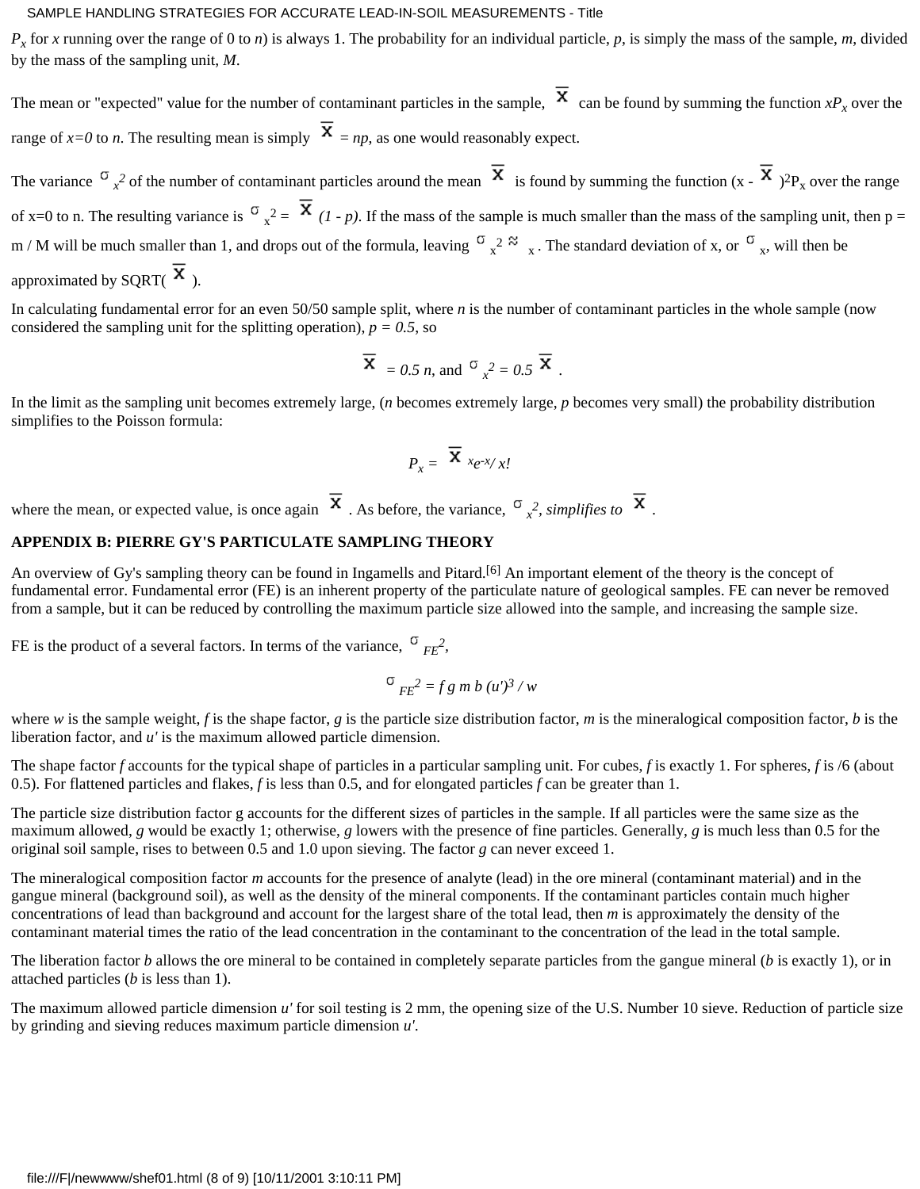$P_x$ for $x$ running over the range of 0 to $n$) is always 1. The probability for an individual particle, $p$, is simply the mass of the sample, $m$, divided by the mass of the sampling unit, $M$.

The mean or "expected" value for the number of contaminant particles in the sample, $\bar{x}$ can be found by summing the function $xP_x$ over the range of $x=0$ to $n$. The resulting mean is simply $\bar{x} = np$, as one would reasonably expect.

The variance $\sigma_x^2$ of the number of contaminant particles around the mean $\bar{x}$ is found by summing the function $(x - \bar{x})^2 P_x$ over the range of x=0 to n. The resulting variance is $\sigma_x^2 = \bar{x}(1 - p)$. If the mass of the sample is much smaller than the mass of the sampling unit, then $p = m / M$ will be much smaller than 1, and drops out of the formula, leaving $\sigma_x^2 \approx \bar{x}$. The standard deviation of x, or $\sigma_x$, will then be approximated by SQRT( $\bar{x}$ ).

In calculating fundamental error for an even 50/50 sample split, where $n$ is the number of contaminant particles in the whole sample (now considered the sampling unit for the splitting operation), $p = 0.5$, so

$$\bar{x} = 0.5\, n, \text{ and } \sigma_x^2 = 0.5\, \bar{x}.$$

In the limit as the sampling unit becomes extremely large, ($n$ becomes extremely large, $p$ becomes very small) the probability distribution simplifies to the Poisson formula:

$$P_x = \bar{x}^x e^{-x} / x!$$

where the mean, or expected value, is once again $\bar{x}$. As before, the variance, $\sigma_x^2$, *simplifies to* $\bar{x}$.

**APPENDIX B: PIERRE GY'S PARTICULATE SAMPLING THEORY**

An overview of Gy's sampling theory can be found in Ingamells and Pitard.[6] An important element of the theory is the concept of fundamental error. Fundamental error (FE) is an inherent property of the particulate nature of geological samples. FE can never be removed from a sample, but it can be reduced by controlling the maximum particle size allowed into the sample, and increasing the sample size.

FE is the product of a several factors. In terms of the variance, $\sigma_{FE}^2$,

$$\sigma_{FE}^2 = f\, g\, m\, b\, (u')^3 / w$$

where $w$ is the sample weight, $f$ is the shape factor, $g$ is the particle size distribution factor, $m$ is the mineralogical composition factor, $b$ is the liberation factor, and $u'$ is the maximum allowed particle dimension.

The shape factor $f$ accounts for the typical shape of particles in a particular sampling unit. For cubes, $f$ is exactly 1. For spheres, $f$ is /6 (about 0.5). For flattened particles and flakes, $f$ is less than 0.5, and for elongated particles $f$ can be greater than 1.

The particle size distribution factor g accounts for the different sizes of particles in the sample. If all particles were the same size as the maximum allowed, $g$ would be exactly 1; otherwise, $g$ lowers with the presence of fine particles. Generally, $g$ is much less than 0.5 for the original soil sample, rises to between 0.5 and 1.0 upon sieving. The factor $g$ can never exceed 1.

The mineralogical composition factor $m$ accounts for the presence of analyte (lead) in the ore mineral (contaminant material) and in the gangue mineral (background soil), as well as the density of the mineral components. If the contaminant particles contain much higher concentrations of lead than background and account for the largest share of the total lead, then $m$ is approximately the density of the contaminant material times the ratio of the lead concentration in the contaminant to the concentration of the lead in the total sample.

The liberation factor $b$ allows the ore mineral to be contained in completely separate particles from the gangue mineral ($b$ is exactly 1), or in attached particles ($b$ is less than 1).

The maximum allowed particle dimension $u'$ for soil testing is 2 mm, the opening size of the U.S. Number 10 sieve. Reduction of particle size by grinding and sieving reduces maximum particle dimension $u'$.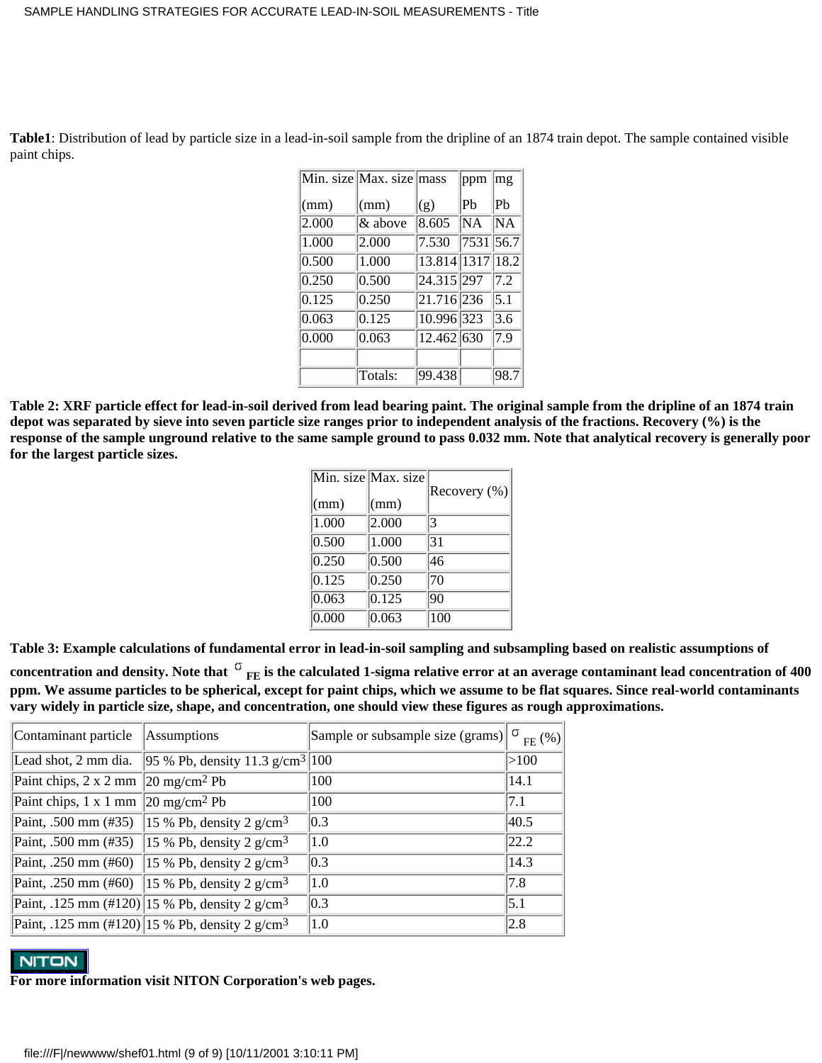**Table1**: Distribution of lead by particle size in a lead-in-soil sample from the dripline of an 1874 train depot. The sample contained visible paint chips.

| Min. size (mm) | Max. size (mm) | mass (g) | ppm Pb | mg Pb |
|---|---|---|---|---|
| 2.000 | & above | 8.605 | NA | NA |
| 1.000 | 2.000 | 7.530 | 7531 | 56.7 |
| 0.500 | 1.000 | 13.814 | 1317 | 18.2 |
| 0.250 | 0.500 | 24.315 | 297 | 7.2 |
| 0.125 | 0.250 | 21.716 | 236 | 5.1 |
| 0.063 | 0.125 | 10.996 | 323 | 3.6 |
| 0.000 | 0.063 | 12.462 | 630 | 7.9 |
| | | | | |
| | Totals: | 99.438 | | 98.7 |

**Table 2: XRF particle effect for lead-in-soil derived from lead bearing paint. The original sample from the dripline of an 1874 train depot was separated by sieve into seven particle size ranges prior to independent analysis of the fractions. Recovery (%) is the response of the sample unground relative to the same sample ground to pass 0.032 mm. Note that analytical recovery is generally poor for the largest particle sizes.**

| Min. size (mm) | Max. size (mm) | Recovery (%) |
|---|---|---|
| 1.000 | 2.000 | 3 |
| 0.500 | 1.000 | 31 |
| 0.250 | 0.500 | 46 |
| 0.125 | 0.250 | 70 |
| 0.063 | 0.125 | 90 |
| 0.000 | 0.063 | 100 |

**Table 3: Example calculations of fundamental error in lead-in-soil sampling and subsampling based on realistic assumptions of concentration and density. Note that $\sigma_{FE}$ is the calculated 1-sigma relative error at an average contaminant lead concentration of 400 ppm. We assume particles to be spherical, except for paint chips, which we assume to be flat squares. Since real-world contaminants vary widely in particle size, shape, and concentration, one should view these figures as rough approximations.**

| Contaminant particle | Assumptions | Sample or subsample size (grams) | $\sigma_{FE}$ (%) |
|---|---|---|---|
| Lead shot, 2 mm dia. | 95 % Pb, density 11.3 g/cm$^3$ | 100 | >100 |
| Paint chips, 2 x 2 mm | 20 mg/cm$^2$ Pb | 100 | 14.1 |
| Paint chips, 1 x 1 mm | 20 mg/cm$^2$ Pb | 100 | 7.1 |
| Paint, .500 mm (#35) | 15 % Pb, density 2 g/cm$^3$ | 0.3 | 40.5 |
| Paint, .500 mm (#35) | 15 % Pb, density 2 g/cm$^3$ | 1.0 | 22.2 |
| Paint, .250 mm (#60) | 15 % Pb, density 2 g/cm$^3$ | 0.3 | 14.3 |
| Paint, .250 mm (#60) | 15 % Pb, density 2 g/cm$^3$ | 1.0 | 7.8 |
| Paint, .125 mm (#120) | 15 % Pb, density 2 g/cm$^3$ | 0.3 | 5.1 |
| Paint, .125 mm (#120) | 15 % Pb, density 2 g/cm$^3$ | 1.0 | 2.8 |

NITON

**For more information visit NITON Corporation's web pages.**